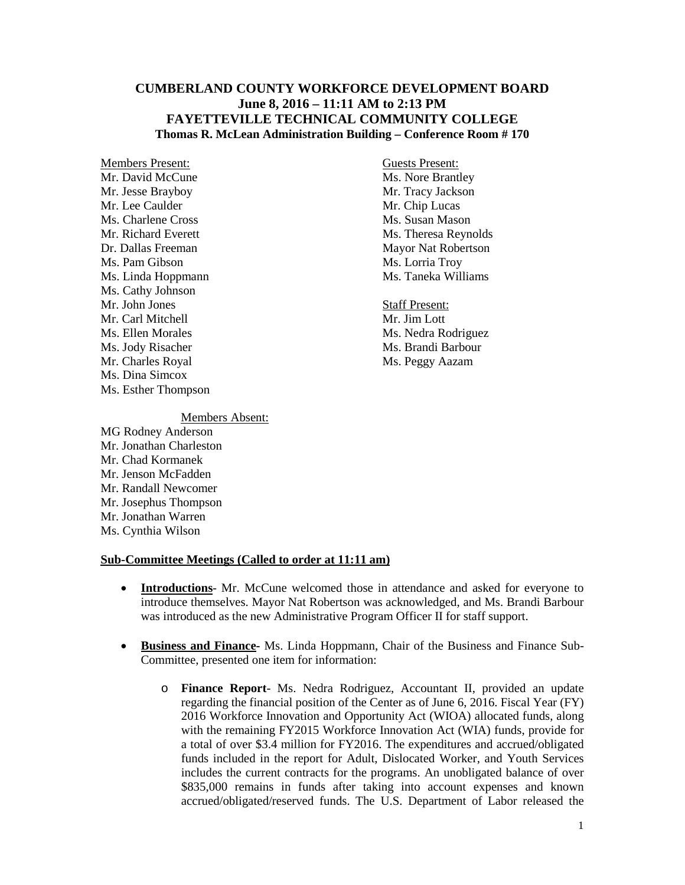# CUMBERLAND COUNTY WORKFORCE DEVELOPMENT BOARD
## June 8, 2016 – 11:11 AM to 2:13 PM
## FAYETTEVILLE TECHNICAL COMMUNITY COLLEGE
### Thomas R. McLean Administration Building – Conference Room # 170

Members Present:
Mr. David McCune
Mr. Jesse Brayboy
Mr. Lee Caulder
Ms. Charlene Cross
Mr. Richard Everett
Dr. Dallas Freeman
Ms. Pam Gibson
Ms. Linda Hoppmann
Ms. Cathy Johnson
Mr. John Jones
Mr. Carl Mitchell
Ms. Ellen Morales
Ms. Jody Risacher
Mr. Charles Royal
Ms. Dina Simcox
Ms. Esther Thompson

Guests Present:
Ms. Nore Brantley
Mr. Tracy Jackson
Mr. Chip Lucas
Ms. Susan Mason
Ms. Theresa Reynolds
Mayor Nat Robertson
Ms. Lorria Troy
Ms. Taneka Williams

Staff Present:
Mr. Jim Lott
Ms. Nedra Rodriguez
Ms. Brandi Barbour
Ms. Peggy Aazam

Members Absent:
MG Rodney Anderson
Mr. Jonathan Charleston
Mr. Chad Kormanek
Mr. Jenson McFadden
Mr. Randall Newcomer
Mr. Josephus Thompson
Mr. Jonathan Warren
Ms. Cynthia Wilson

**Sub-Committee Meetings (Called to order at 11:11 am)**

- **Introductions**- Mr. McCune welcomed those in attendance and asked for everyone to introduce themselves. Mayor Nat Robertson was acknowledged, and Ms. Brandi Barbour was introduced as the new Administrative Program Officer II for staff support.

- **Business and Finance-** Ms. Linda Hoppmann, Chair of the Business and Finance Sub-Committee, presented one item for information:

  - **Finance Report**- Ms. Nedra Rodriguez, Accountant II, provided an update regarding the financial position of the Center as of June 6, 2016. Fiscal Year (FY) 2016 Workforce Innovation and Opportunity Act (WIOA) allocated funds, along with the remaining FY2015 Workforce Innovation Act (WIA) funds, provide for a total of over $3.4 million for FY2016. The expenditures and accrued/obligated funds included in the report for Adult, Dislocated Worker, and Youth Services includes the current contracts for the programs. An unobligated balance of over $835,000 remains in funds after taking into account expenses and known accrued/obligated/reserved funds. The U.S. Department of Labor released the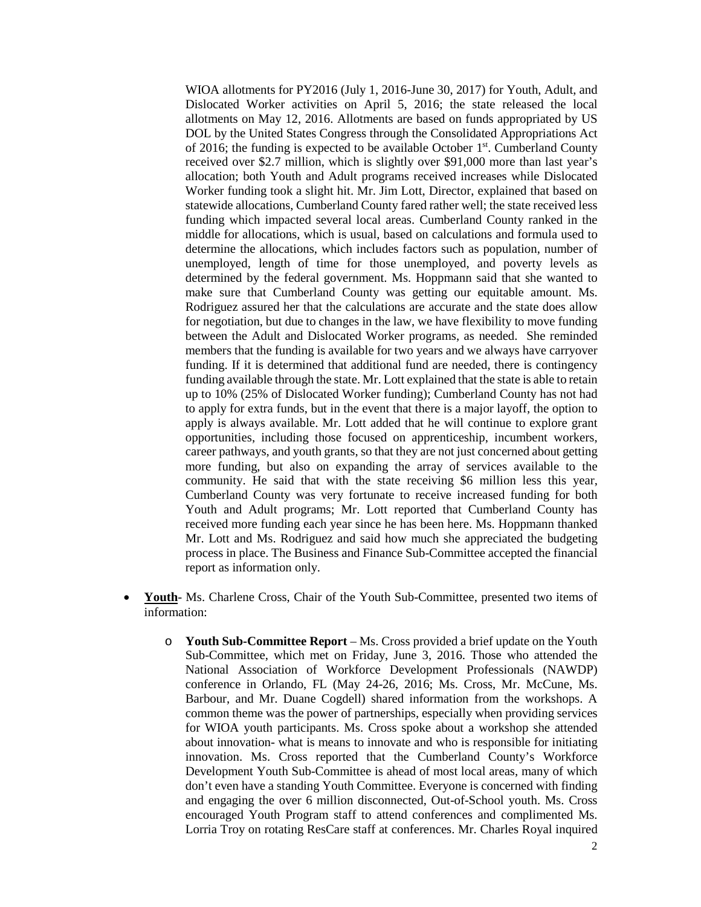WIOA allotments for PY2016 (July 1, 2016-June 30, 2017) for Youth, Adult, and Dislocated Worker activities on April 5, 2016; the state released the local allotments on May 12, 2016. Allotments are based on funds appropriated by US DOL by the United States Congress through the Consolidated Appropriations Act of 2016; the funding is expected to be available October 1st. Cumberland County received over \$2.7 million, which is slightly over \$91,000 more than last year's allocation; both Youth and Adult programs received increases while Dislocated Worker funding took a slight hit. Mr. Jim Lott, Director, explained that based on statewide allocations, Cumberland County fared rather well; the state received less funding which impacted several local areas. Cumberland County ranked in the middle for allocations, which is usual, based on calculations and formula used to determine the allocations, which includes factors such as population, number of unemployed, length of time for those unemployed, and poverty levels as determined by the federal government. Ms. Hoppmann said that she wanted to make sure that Cumberland County was getting our equitable amount. Ms. Rodriguez assured her that the calculations are accurate and the state does allow for negotiation, but due to changes in the law, we have flexibility to move funding between the Adult and Dislocated Worker programs, as needed. She reminded members that the funding is available for two years and we always have carryover funding. If it is determined that additional fund are needed, there is contingency funding available through the state. Mr. Lott explained that the state is able to retain up to 10% (25% of Dislocated Worker funding); Cumberland County has not had to apply for extra funds, but in the event that there is a major layoff, the option to apply is always available. Mr. Lott added that he will continue to explore grant opportunities, including those focused on apprenticeship, incumbent workers, career pathways, and youth grants, so that they are not just concerned about getting more funding, but also on expanding the array of services available to the community. He said that with the state receiving \$6 million less this year, Cumberland County was very fortunate to receive increased funding for both Youth and Adult programs; Mr. Lott reported that Cumberland County has received more funding each year since he has been here. Ms. Hoppmann thanked Mr. Lott and Ms. Rodriguez and said how much she appreciated the budgeting process in place. The Business and Finance Sub-Committee accepted the financial report as information only.

- **Youth**- Ms. Charlene Cross, Chair of the Youth Sub-Committee, presented two items of information:
  - **Youth Sub-Committee Report** – Ms. Cross provided a brief update on the Youth Sub-Committee, which met on Friday, June 3, 2016. Those who attended the National Association of Workforce Development Professionals (NAWDP) conference in Orlando, FL (May 24-26, 2016; Ms. Cross, Mr. McCune, Ms. Barbour, and Mr. Duane Cogdell) shared information from the workshops. A common theme was the power of partnerships, especially when providing services for WIOA youth participants. Ms. Cross spoke about a workshop she attended about innovation- what is means to innovate and who is responsible for initiating innovation. Ms. Cross reported that the Cumberland County's Workforce Development Youth Sub-Committee is ahead of most local areas, many of which don't even have a standing Youth Committee. Everyone is concerned with finding and engaging the over 6 million disconnected, Out-of-School youth. Ms. Cross encouraged Youth Program staff to attend conferences and complimented Ms. Lorria Troy on rotating ResCare staff at conferences. Mr. Charles Royal inquired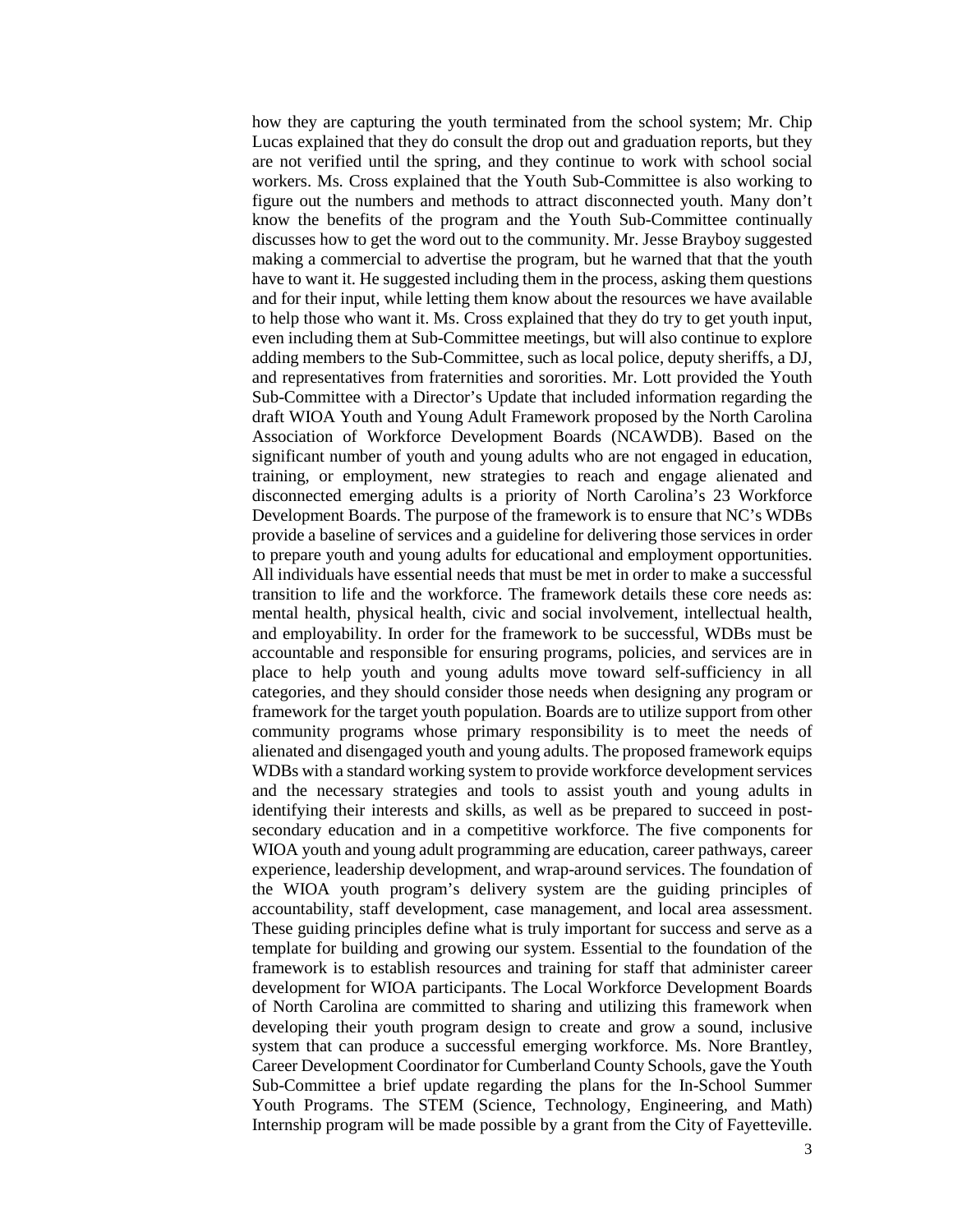how they are capturing the youth terminated from the school system; Mr. Chip Lucas explained that they do consult the drop out and graduation reports, but they are not verified until the spring, and they continue to work with school social workers. Ms. Cross explained that the Youth Sub-Committee is also working to figure out the numbers and methods to attract disconnected youth. Many don't know the benefits of the program and the Youth Sub-Committee continually discusses how to get the word out to the community. Mr. Jesse Brayboy suggested making a commercial to advertise the program, but he warned that that the youth have to want it. He suggested including them in the process, asking them questions and for their input, while letting them know about the resources we have available to help those who want it. Ms. Cross explained that they do try to get youth input, even including them at Sub-Committee meetings, but will also continue to explore adding members to the Sub-Committee, such as local police, deputy sheriffs, a DJ, and representatives from fraternities and sororities. Mr. Lott provided the Youth Sub-Committee with a Director's Update that included information regarding the draft WIOA Youth and Young Adult Framework proposed by the North Carolina Association of Workforce Development Boards (NCAWDB). Based on the significant number of youth and young adults who are not engaged in education, training, or employment, new strategies to reach and engage alienated and disconnected emerging adults is a priority of North Carolina's 23 Workforce Development Boards. The purpose of the framework is to ensure that NC's WDBs provide a baseline of services and a guideline for delivering those services in order to prepare youth and young adults for educational and employment opportunities. All individuals have essential needs that must be met in order to make a successful transition to life and the workforce. The framework details these core needs as: mental health, physical health, civic and social involvement, intellectual health, and employability. In order for the framework to be successful, WDBs must be accountable and responsible for ensuring programs, policies, and services are in place to help youth and young adults move toward self-sufficiency in all categories, and they should consider those needs when designing any program or framework for the target youth population. Boards are to utilize support from other community programs whose primary responsibility is to meet the needs of alienated and disengaged youth and young adults. The proposed framework equips WDBs with a standard working system to provide workforce development services and the necessary strategies and tools to assist youth and young adults in identifying their interests and skills, as well as be prepared to succeed in post-secondary education and in a competitive workforce. The five components for WIOA youth and young adult programming are education, career pathways, career experience, leadership development, and wrap-around services. The foundation of the WIOA youth program's delivery system are the guiding principles of accountability, staff development, case management, and local area assessment. These guiding principles define what is truly important for success and serve as a template for building and growing our system. Essential to the foundation of the framework is to establish resources and training for staff that administer career development for WIOA participants. The Local Workforce Development Boards of North Carolina are committed to sharing and utilizing this framework when developing their youth program design to create and grow a sound, inclusive system that can produce a successful emerging workforce. Ms. Nore Brantley, Career Development Coordinator for Cumberland County Schools, gave the Youth Sub-Committee a brief update regarding the plans for the In-School Summer Youth Programs. The STEM (Science, Technology, Engineering, and Math) Internship program will be made possible by a grant from the City of Fayetteville.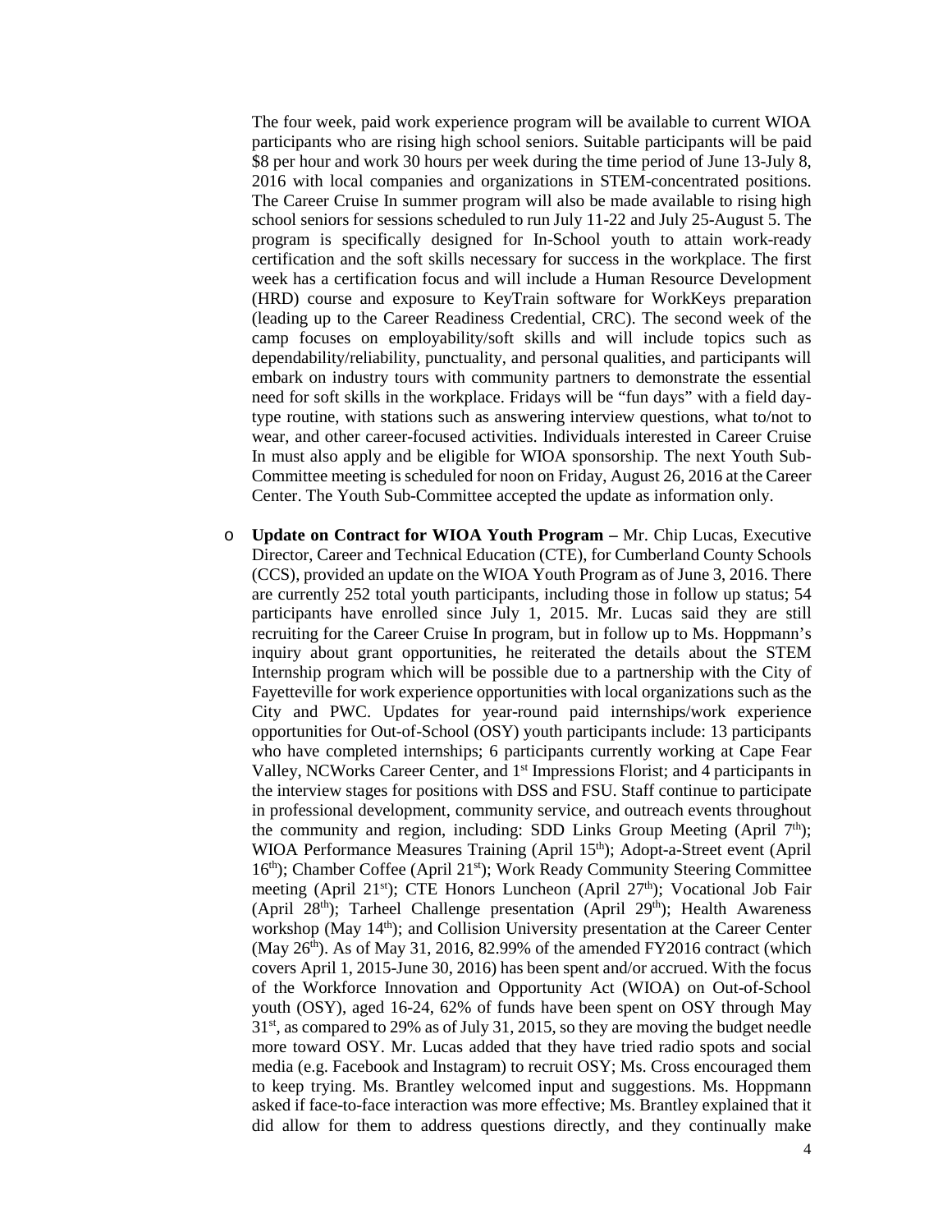The four week, paid work experience program will be available to current WIOA participants who are rising high school seniors. Suitable participants will be paid $8 per hour and work 30 hours per week during the time period of June 13-July 8, 2016 with local companies and organizations in STEM-concentrated positions. The Career Cruise In summer program will also be made available to rising high school seniors for sessions scheduled to run July 11-22 and July 25-August 5. The program is specifically designed for In-School youth to attain work-ready certification and the soft skills necessary for success in the workplace. The first week has a certification focus and will include a Human Resource Development (HRD) course and exposure to KeyTrain software for WorkKeys preparation (leading up to the Career Readiness Credential, CRC). The second week of the camp focuses on employability/soft skills and will include topics such as dependability/reliability, punctuality, and personal qualities, and participants will embark on industry tours with community partners to demonstrate the essential need for soft skills in the workplace. Fridays will be "fun days" with a field day-type routine, with stations such as answering interview questions, what to/not to wear, and other career-focused activities. Individuals interested in Career Cruise In must also apply and be eligible for WIOA sponsorship. The next Youth Sub-Committee meeting is scheduled for noon on Friday, August 26, 2016 at the Career Center. The Youth Sub-Committee accepted the update as information only.

- **Update on Contract for WIOA Youth Program –** Mr. Chip Lucas, Executive Director, Career and Technical Education (CTE), for Cumberland County Schools (CCS), provided an update on the WIOA Youth Program as of June 3, 2016. There are currently 252 total youth participants, including those in follow up status; 54 participants have enrolled since July 1, 2015. Mr. Lucas said they are still recruiting for the Career Cruise In program, but in follow up to Ms. Hoppmann's inquiry about grant opportunities, he reiterated the details about the STEM Internship program which will be possible due to a partnership with the City of Fayetteville for work experience opportunities with local organizations such as the City and PWC. Updates for year-round paid internships/work experience opportunities for Out-of-School (OSY) youth participants include: 13 participants who have completed internships; 6 participants currently working at Cape Fear Valley, NCWorks Career Center, and 1st Impressions Florist; and 4 participants in the interview stages for positions with DSS and FSU. Staff continue to participate in professional development, community service, and outreach events throughout the community and region, including: SDD Links Group Meeting (April 7th); WIOA Performance Measures Training (April 15th); Adopt-a-Street event (April 16th); Chamber Coffee (April 21st); Work Ready Community Steering Committee meeting (April 21st); CTE Honors Luncheon (April 27th); Vocational Job Fair (April 28th); Tarheel Challenge presentation (April 29th); Health Awareness workshop (May 14th); and Collision University presentation at the Career Center (May 26th). As of May 31, 2016, 82.99% of the amended FY2016 contract (which covers April 1, 2015-June 30, 2016) has been spent and/or accrued. With the focus of the Workforce Innovation and Opportunity Act (WIOA) on Out-of-School youth (OSY), aged 16-24, 62% of funds have been spent on OSY through May 31st, as compared to 29% as of July 31, 2015, so they are moving the budget needle more toward OSY. Mr. Lucas added that they have tried radio spots and social media (e.g. Facebook and Instagram) to recruit OSY; Ms. Cross encouraged them to keep trying. Ms. Brantley welcomed input and suggestions. Ms. Hoppmann asked if face-to-face interaction was more effective; Ms. Brantley explained that it did allow for them to address questions directly, and they continually make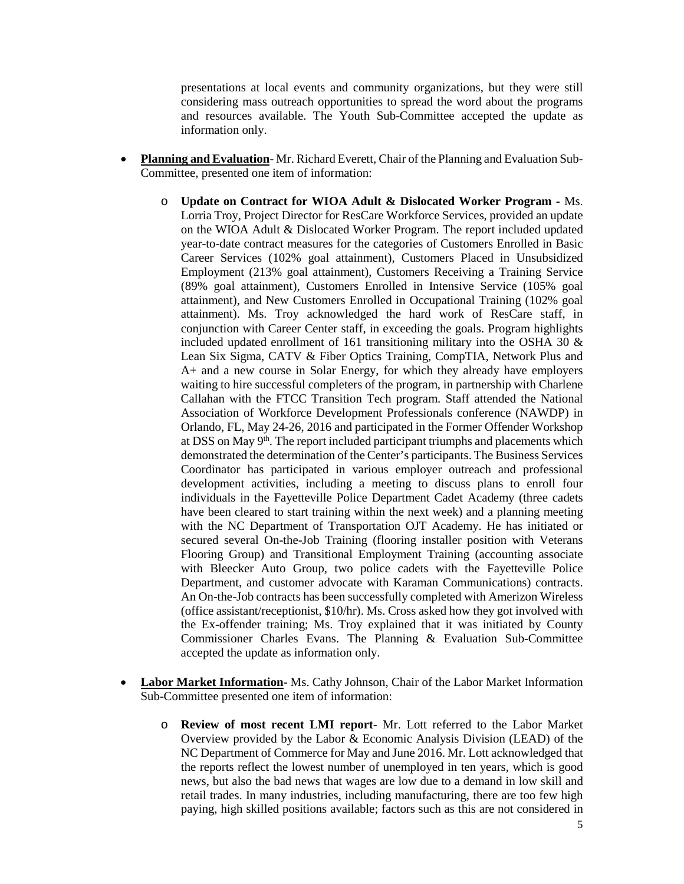presentations at local events and community organizations, but they were still considering mass outreach opportunities to spread the word about the programs and resources available. The Youth Sub-Committee accepted the update as information only.

- **Planning and Evaluation**- Mr. Richard Everett, Chair of the Planning and Evaluation Sub-Committee, presented one item of information:
  - **Update on Contract for WIOA Adult & Dislocated Worker Program -** Ms. Lorria Troy, Project Director for ResCare Workforce Services, provided an update on the WIOA Adult & Dislocated Worker Program. The report included updated year-to-date contract measures for the categories of Customers Enrolled in Basic Career Services (102% goal attainment), Customers Placed in Unsubsidized Employment (213% goal attainment), Customers Receiving a Training Service (89% goal attainment), Customers Enrolled in Intensive Service (105% goal attainment), and New Customers Enrolled in Occupational Training (102% goal attainment). Ms. Troy acknowledged the hard work of ResCare staff, in conjunction with Career Center staff, in exceeding the goals. Program highlights included updated enrollment of 161 transitioning military into the OSHA 30 & Lean Six Sigma, CATV & Fiber Optics Training, CompTIA, Network Plus and A+ and a new course in Solar Energy, for which they already have employers waiting to hire successful completers of the program, in partnership with Charlene Callahan with the FTCC Transition Tech program. Staff attended the National Association of Workforce Development Professionals conference (NAWDP) in Orlando, FL, May 24-26, 2016 and participated in the Former Offender Workshop at DSS on May 9th. The report included participant triumphs and placements which demonstrated the determination of the Center's participants. The Business Services Coordinator has participated in various employer outreach and professional development activities, including a meeting to discuss plans to enroll four individuals in the Fayetteville Police Department Cadet Academy (three cadets have been cleared to start training within the next week) and a planning meeting with the NC Department of Transportation OJT Academy. He has initiated or secured several On-the-Job Training (flooring installer position with Veterans Flooring Group) and Transitional Employment Training (accounting associate with Bleecker Auto Group, two police cadets with the Fayetteville Police Department, and customer advocate with Karaman Communications) contracts. An On-the-Job contracts has been successfully completed with Amerizon Wireless (office assistant/receptionist, $10/hr). Ms. Cross asked how they got involved with the Ex-offender training; Ms. Troy explained that it was initiated by County Commissioner Charles Evans. The Planning & Evaluation Sub-Committee accepted the update as information only.

- **Labor Market Information**- Ms. Cathy Johnson, Chair of the Labor Market Information Sub-Committee presented one item of information:
  - **Review of most recent LMI report**- Mr. Lott referred to the Labor Market Overview provided by the Labor & Economic Analysis Division (LEAD) of the NC Department of Commerce for May and June 2016. Mr. Lott acknowledged that the reports reflect the lowest number of unemployed in ten years, which is good news, but also the bad news that wages are low due to a demand in low skill and retail trades. In many industries, including manufacturing, there are too few high paying, high skilled positions available; factors such as this are not considered in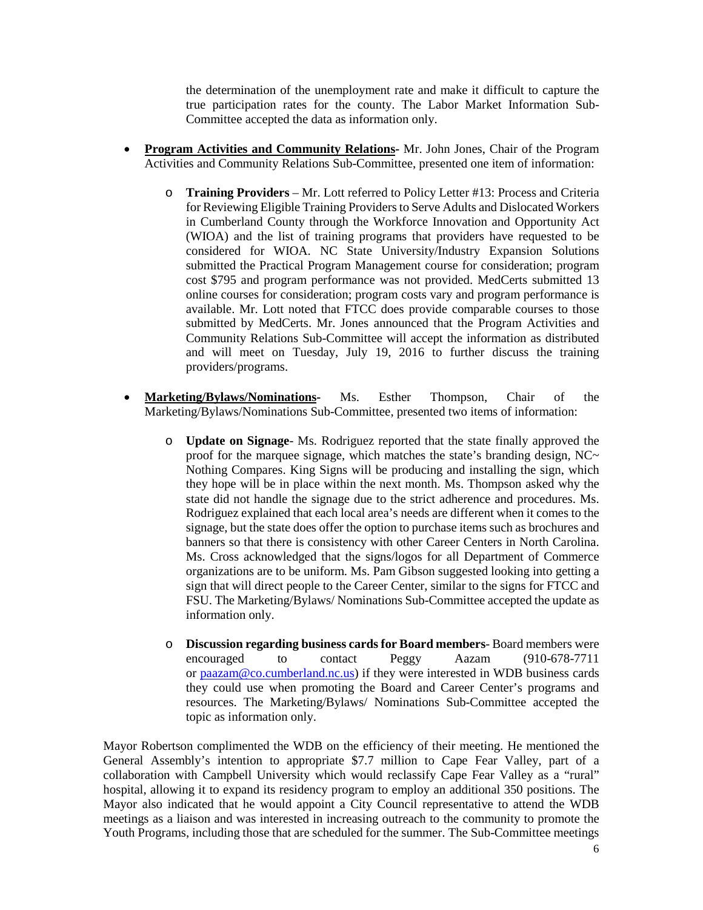the determination of the unemployment rate and make it difficult to capture the true participation rates for the county. The Labor Market Information Sub-Committee accepted the data as information only.

- **Program Activities and Community Relations-** Mr. John Jones, Chair of the Program Activities and Community Relations Sub-Committee, presented one item of information:

    - **Training Providers** – Mr. Lott referred to Policy Letter #13: Process and Criteria for Reviewing Eligible Training Providers to Serve Adults and Dislocated Workers in Cumberland County through the Workforce Innovation and Opportunity Act (WIOA) and the list of training programs that providers have requested to be considered for WIOA. NC State University/Industry Expansion Solutions submitted the Practical Program Management course for consideration; program cost $795 and program performance was not provided. MedCerts submitted 13 online courses for consideration; program costs vary and program performance is available. Mr. Lott noted that FTCC does provide comparable courses to those submitted by MedCerts. Mr. Jones announced that the Program Activities and Community Relations Sub-Committee will accept the information as distributed and will meet on Tuesday, July 19, 2016 to further discuss the training providers/programs.

- **Marketing/Bylaws/Nominations-** Ms. Esther Thompson, Chair of the Marketing/Bylaws/Nominations Sub-Committee, presented two items of information:

    - **Update on Signage**- Ms. Rodriguez reported that the state finally approved the proof for the marquee signage, which matches the state's branding design, NC~ Nothing Compares. King Signs will be producing and installing the sign, which they hope will be in place within the next month. Ms. Thompson asked why the state did not handle the signage due to the strict adherence and procedures. Ms. Rodriguez explained that each local area's needs are different when it comes to the signage, but the state does offer the option to purchase items such as brochures and banners so that there is consistency with other Career Centers in North Carolina. Ms. Cross acknowledged that the signs/logos for all Department of Commerce organizations are to be uniform. Ms. Pam Gibson suggested looking into getting a sign that will direct people to the Career Center, similar to the signs for FTCC and FSU. The Marketing/Bylaws/ Nominations Sub-Committee accepted the update as information only.

    - **Discussion regarding business cards for Board members**- Board members were encouraged to contact Peggy Aazam (910-678-7711 or paazam@co.cumberland.nc.us) if they were interested in WDB business cards they could use when promoting the Board and Career Center's programs and resources. The Marketing/Bylaws/ Nominations Sub-Committee accepted the topic as information only.

Mayor Robertson complimented the WDB on the efficiency of their meeting. He mentioned the General Assembly's intention to appropriate $7.7 million to Cape Fear Valley, part of a collaboration with Campbell University which would reclassify Cape Fear Valley as a "rural" hospital, allowing it to expand its residency program to employ an additional 350 positions. The Mayor also indicated that he would appoint a City Council representative to attend the WDB meetings as a liaison and was interested in increasing outreach to the community to promote the Youth Programs, including those that are scheduled for the summer. The Sub-Committee meetings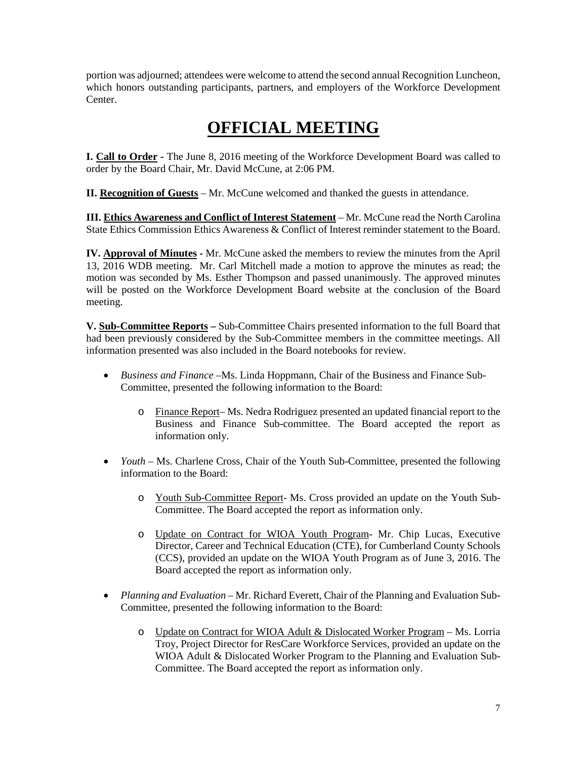portion was adjourned; attendees were welcome to attend the second annual Recognition Luncheon, which honors outstanding participants, partners, and employers of the Workforce Development Center.

# OFFICIAL MEETING

**I. Call to Order -** The June 8, 2016 meeting of the Workforce Development Board was called to order by the Board Chair, Mr. David McCune, at 2:06 PM.

**II. Recognition of Guests** – Mr. McCune welcomed and thanked the guests in attendance.

**III. Ethics Awareness and Conflict of Interest Statement** – Mr. McCune read the North Carolina State Ethics Commission Ethics Awareness & Conflict of Interest reminder statement to the Board.

**IV. Approval of Minutes -** Mr. McCune asked the members to review the minutes from the April 13, 2016 WDB meeting. Mr. Carl Mitchell made a motion to approve the minutes as read; the motion was seconded by Ms. Esther Thompson and passed unanimously. The approved minutes will be posted on the Workforce Development Board website at the conclusion of the Board meeting.

**V. Sub-Committee Reports –** Sub-Committee Chairs presented information to the full Board that had been previously considered by the Sub-Committee members in the committee meetings. All information presented was also included in the Board notebooks for review.

- *Business and Finance* –Ms. Linda Hoppmann, Chair of the Business and Finance Sub-Committee, presented the following information to the Board:
  - Finance Report– Ms. Nedra Rodriguez presented an updated financial report to the Business and Finance Sub-committee. The Board accepted the report as information only.
- *Youth* – Ms. Charlene Cross, Chair of the Youth Sub-Committee, presented the following information to the Board:
  - Youth Sub-Committee Report- Ms. Cross provided an update on the Youth Sub-Committee. The Board accepted the report as information only.
  - Update on Contract for WIOA Youth Program- Mr. Chip Lucas, Executive Director, Career and Technical Education (CTE), for Cumberland County Schools (CCS), provided an update on the WIOA Youth Program as of June 3, 2016. The Board accepted the report as information only.
- *Planning and Evaluation* – Mr. Richard Everett, Chair of the Planning and Evaluation Sub-Committee, presented the following information to the Board:
  - Update on Contract for WIOA Adult & Dislocated Worker Program – Ms. Lorria Troy, Project Director for ResCare Workforce Services, provided an update on the WIOA Adult & Dislocated Worker Program to the Planning and Evaluation Sub-Committee. The Board accepted the report as information only.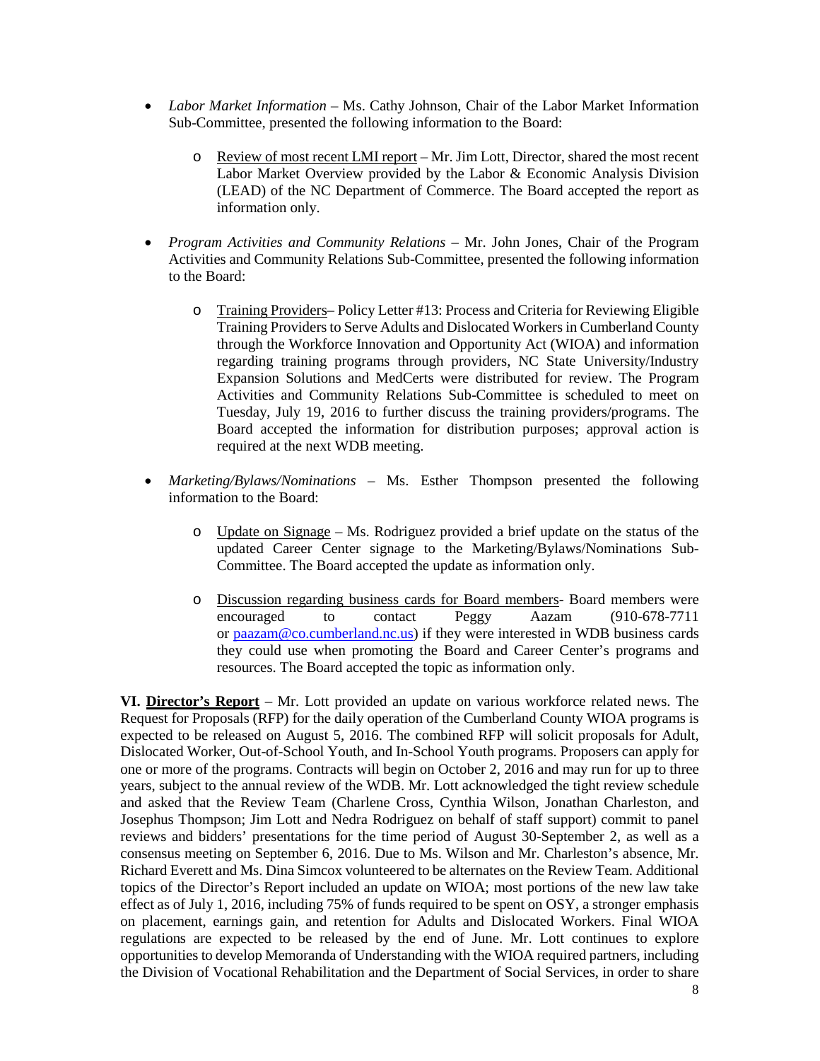- *Labor Market Information* – Ms. Cathy Johnson, Chair of the Labor Market Information Sub-Committee, presented the following information to the Board:

  - Review of most recent LMI report – Mr. Jim Lott, Director, shared the most recent Labor Market Overview provided by the Labor & Economic Analysis Division (LEAD) of the NC Department of Commerce. The Board accepted the report as information only.

- *Program Activities and Community Relations* – Mr. John Jones, Chair of the Program Activities and Community Relations Sub-Committee, presented the following information to the Board:

  - Training Providers– Policy Letter #13: Process and Criteria for Reviewing Eligible Training Providers to Serve Adults and Dislocated Workers in Cumberland County through the Workforce Innovation and Opportunity Act (WIOA) and information regarding training programs through providers, NC State University/Industry Expansion Solutions and MedCerts were distributed for review. The Program Activities and Community Relations Sub-Committee is scheduled to meet on Tuesday, July 19, 2016 to further discuss the training providers/programs. The Board accepted the information for distribution purposes; approval action is required at the next WDB meeting.

- *Marketing/Bylaws/Nominations* – Ms. Esther Thompson presented the following information to the Board:

  - Update on Signage – Ms. Rodriguez provided a brief update on the status of the updated Career Center signage to the Marketing/Bylaws/Nominations Sub-Committee. The Board accepted the update as information only.

  - Discussion regarding business cards for Board members- Board members were encouraged to contact Peggy Aazam (910-678-7711 or paazam@co.cumberland.nc.us) if they were interested in WDB business cards they could use when promoting the Board and Career Center's programs and resources. The Board accepted the topic as information only.

**VI. Director's Report** – Mr. Lott provided an update on various workforce related news. The Request for Proposals (RFP) for the daily operation of the Cumberland County WIOA programs is expected to be released on August 5, 2016. The combined RFP will solicit proposals for Adult, Dislocated Worker, Out-of-School Youth, and In-School Youth programs. Proposers can apply for one or more of the programs. Contracts will begin on October 2, 2016 and may run for up to three years, subject to the annual review of the WDB. Mr. Lott acknowledged the tight review schedule and asked that the Review Team (Charlene Cross, Cynthia Wilson, Jonathan Charleston, and Josephus Thompson; Jim Lott and Nedra Rodriguez on behalf of staff support) commit to panel reviews and bidders' presentations for the time period of August 30-September 2, as well as a consensus meeting on September 6, 2016. Due to Ms. Wilson and Mr. Charleston's absence, Mr. Richard Everett and Ms. Dina Simcox volunteered to be alternates on the Review Team. Additional topics of the Director's Report included an update on WIOA; most portions of the new law take effect as of July 1, 2016, including 75% of funds required to be spent on OSY, a stronger emphasis on placement, earnings gain, and retention for Adults and Dislocated Workers. Final WIOA regulations are expected to be released by the end of June. Mr. Lott continues to explore opportunities to develop Memoranda of Understanding with the WIOA required partners, including the Division of Vocational Rehabilitation and the Department of Social Services, in order to share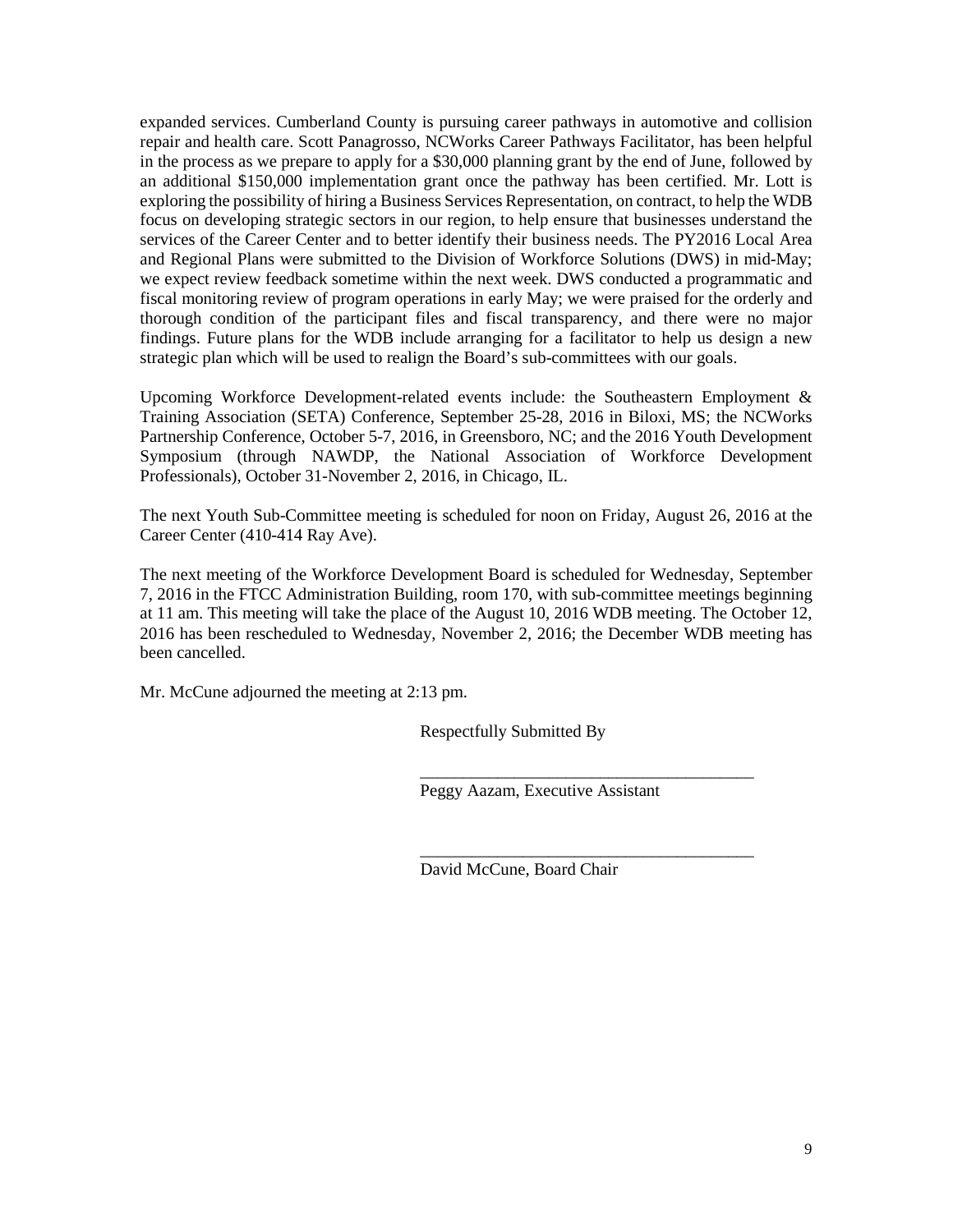expanded services. Cumberland County is pursuing career pathways in automotive and collision repair and health care. Scott Panagrosso, NCWorks Career Pathways Facilitator, has been helpful in the process as we prepare to apply for a $30,000 planning grant by the end of June, followed by an additional $150,000 implementation grant once the pathway has been certified. Mr. Lott is exploring the possibility of hiring a Business Services Representation, on contract, to help the WDB focus on developing strategic sectors in our region, to help ensure that businesses understand the services of the Career Center and to better identify their business needs. The PY2016 Local Area and Regional Plans were submitted to the Division of Workforce Solutions (DWS) in mid-May; we expect review feedback sometime within the next week. DWS conducted a programmatic and fiscal monitoring review of program operations in early May; we were praised for the orderly and thorough condition of the participant files and fiscal transparency, and there were no major findings. Future plans for the WDB include arranging for a facilitator to help us design a new strategic plan which will be used to realign the Board's sub-committees with our goals.

Upcoming Workforce Development-related events include: the Southeastern Employment & Training Association (SETA) Conference, September 25-28, 2016 in Biloxi, MS; the NCWorks Partnership Conference, October 5-7, 2016, in Greensboro, NC; and the 2016 Youth Development Symposium (through NAWDP, the National Association of Workforce Development Professionals), October 31-November 2, 2016, in Chicago, IL.

The next Youth Sub-Committee meeting is scheduled for noon on Friday, August 26, 2016 at the Career Center (410-414 Ray Ave).

The next meeting of the Workforce Development Board is scheduled for Wednesday, September 7, 2016 in the FTCC Administration Building, room 170, with sub-committee meetings beginning at 11 am. This meeting will take the place of the August 10, 2016 WDB meeting. The October 12, 2016 has been rescheduled to Wednesday, November 2, 2016; the December WDB meeting has been cancelled.

Mr. McCune adjourned the meeting at 2:13 pm.

Respectfully Submitted By

\_\_\_\_\_\_\_\_\_\_\_\_\_\_\_\_\_\_\_\_\_\_\_\_\_\_\_\_\_\_\_\_\_\_\_\_\_\_\_\_

Peggy Aazam, Executive Assistant

\_\_\_\_\_\_\_\_\_\_\_\_\_\_\_\_\_\_\_\_\_\_\_\_\_\_\_\_\_\_\_\_\_\_\_\_\_\_\_\_

David McCune, Board Chair